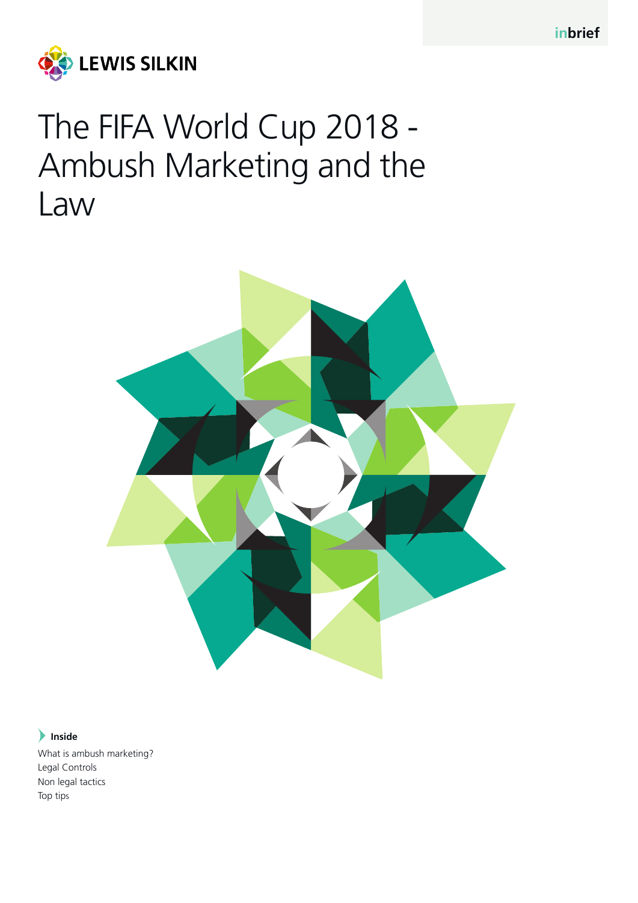inbrief

LEWIS SILKIN

# The FIFA World Cup 2018 - Ambush Marketing and the Law

**Inside**

What is ambush marketing?
Legal Controls
Non legal tactics
Top tips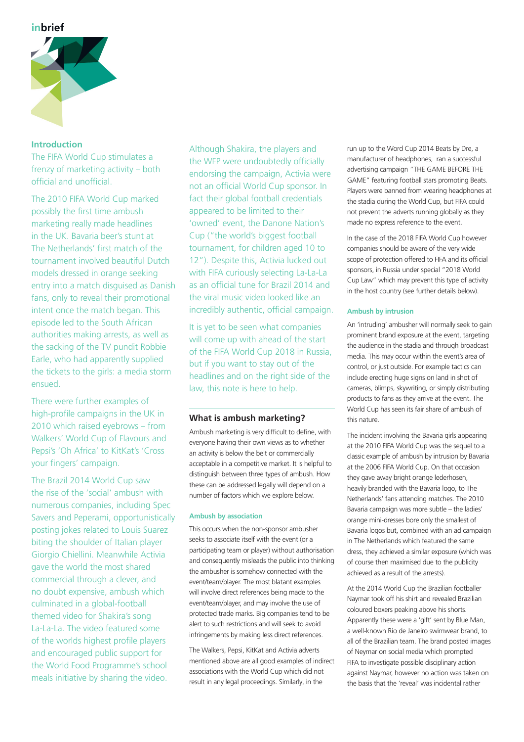## Introduction

The FIFA World Cup stimulates a frenzy of marketing activity – both official and unofficial.

The 2010 FIFA World Cup marked possibly the first time ambush marketing really made headlines in the UK. Bavaria beer's stunt at The Netherlands' first match of the tournament involved beautiful Dutch models dressed in orange seeking entry into a match disguised as Danish fans, only to reveal their promotional intent once the match began. This episode led to the South African authorities making arrests, as well as the sacking of the TV pundit Robbie Earle, who had apparently supplied the tickets to the girls: a media storm ensued.

There were further examples of high-profile campaigns in the UK in 2010 which raised eyebrows – from Walkers' World Cup of Flavours and Pepsi's 'Oh Africa' to KitKat's 'Cross your fingers' campaign.

The Brazil 2014 World Cup saw the rise of the 'social' ambush with numerous companies, including Spec Savers and Peperami, opportunistically posting jokes related to Louis Suarez biting the shoulder of Italian player Giorgio Chiellini. Meanwhile Activia gave the world the most shared commercial through a clever, and no doubt expensive, ambush which culminated in a global-football themed video for Shakira's song La-La-La. The video featured some of the worlds highest profile players and encouraged public support for the World Food Programme's school meals initiative by sharing the video.

Although Shakira, the players and the WFP were undoubtedly officially endorsing the campaign, Activia were not an official World Cup sponsor. In fact their global football credentials appeared to be limited to their 'owned' event, the Danone Nation's Cup ("the world's biggest football tournament, for children aged 10 to 12"). Despite this, Activia lucked out with FIFA curiously selecting La-La-La as an official tune for Brazil 2014 and the viral music video looked like an incredibly authentic, official campaign.

It is yet to be seen what companies will come up with ahead of the start of the FIFA World Cup 2018 in Russia, but if you want to stay out of the headlines and on the right side of the law, this note is here to help.

## What is ambush marketing?

Ambush marketing is very difficult to define, with everyone having their own views as to whether an activity is below the belt or commercially acceptable in a competitive market. It is helpful to distinguish between three types of ambush. How these can be addressed legally will depend on a number of factors which we explore below.

### Ambush by association

This occurs when the non-sponsor ambusher seeks to associate itself with the event (or a participating team or player) without authorisation and consequently misleads the public into thinking the ambusher is somehow connected with the event/team/player. The most blatant examples will involve direct references being made to the event/team/player, and may involve the use of protected trade marks. Big companies tend to be alert to such restrictions and will seek to avoid infringements by making less direct references.

The Walkers, Pepsi, KitKat and Activia adverts mentioned above are all good examples of indirect associations with the World Cup which did not result in any legal proceedings. Similarly, in the run up to the Word Cup 2014 Beats by Dre, a manufacturer of headphones, ran a successful advertising campaign "THE GAME BEFORE THE GAME" featuring football stars promoting Beats. Players were banned from wearing headphones at the stadia during the World Cup, but FIFA could not prevent the adverts running globally as they made no express reference to the event.

In the case of the 2018 FIFA World Cup however companies should be aware of the very wide scope of protection offered to FIFA and its official sponsors, in Russia under special "2018 World Cup Law" which may prevent this type of activity in the host country (see further details below).

### Ambush by intrusion

An 'intruding' ambusher will normally seek to gain prominent brand exposure at the event, targeting the audience in the stadia and through broadcast media. This may occur within the event's area of control, or just outside. For example tactics can include erecting huge signs on land in shot of cameras, blimps, skywriting, or simply distributing products to fans as they arrive at the event. The World Cup has seen its fair share of ambush of this nature.

The incident involving the Bavaria girls appearing at the 2010 FIFA World Cup was the sequel to a classic example of ambush by intrusion by Bavaria at the 2006 FIFA World Cup. On that occasion they gave away bright orange lederhosen, heavily branded with the Bavaria logo, to The Netherlands' fans attending matches. The 2010 Bavaria campaign was more subtle – the ladies' orange mini-dresses bore only the smallest of Bavaria logos but, combined with an ad campaign in The Netherlands which featured the same dress, they achieved a similar exposure (which was of course then maximised due to the publicity achieved as a result of the arrests).

At the 2014 World Cup the Brazilian footballer Naymar took off his shirt and revealed Brazilian coloured boxers peaking above his shorts. Apparently these were a 'gift' sent by Blue Man, a well-known Rio de Janeiro swimwear brand, to all of the Brazilian team. The brand posted images of Neymar on social media which prompted FIFA to investigate possible disciplinary action against Naymar, however no action was taken on the basis that the 'reveal' was incidental rather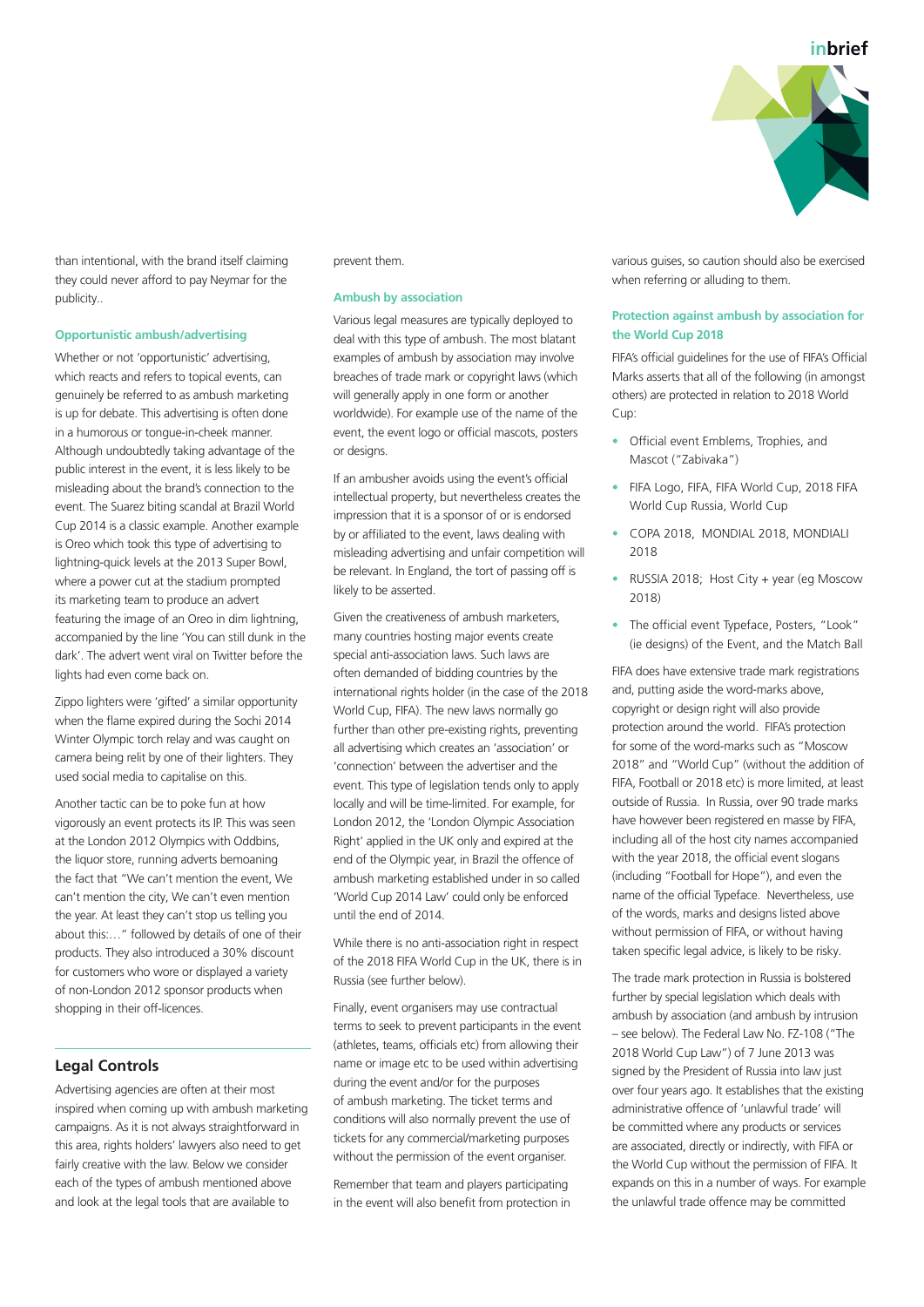than intentional, with the brand itself claiming they could never afford to pay Neymar for the publicity..

#### Opportunistic ambush/advertising

Whether or not 'opportunistic' advertising, which reacts and refers to topical events, can genuinely be referred to as ambush marketing is up for debate. This advertising is often done in a humorous or tongue-in-cheek manner. Although undoubtedly taking advantage of the public interest in the event, it is less likely to be misleading about the brand's connection to the event. The Suarez biting scandal at Brazil World Cup 2014 is a classic example. Another example is Oreo which took this type of advertising to lightning-quick levels at the 2013 Super Bowl, where a power cut at the stadium prompted its marketing team to produce an advert featuring the image of an Oreo in dim lightning, accompanied by the line 'You can still dunk in the dark'. The advert went viral on Twitter before the lights had even come back on.

Zippo lighters were 'gifted' a similar opportunity when the flame expired during the Sochi 2014 Winter Olympic torch relay and was caught on camera being relit by one of their lighters. They used social media to capitalise on this.

Another tactic can be to poke fun at how vigorously an event protects its IP. This was seen at the London 2012 Olympics with Oddbins, the liquor store, running adverts bemoaning the fact that "We can't mention the event, We can't mention the city, We can't even mention the year. At least they can't stop us telling you about this:…" followed by details of one of their products. They also introduced a 30% discount for customers who wore or displayed a variety of non-London 2012 sponsor products when shopping in their off-licences.

## Legal Controls

Advertising agencies are often at their most inspired when coming up with ambush marketing campaigns. As it is not always straightforward in this area, rights holders' lawyers also need to get fairly creative with the law. Below we consider each of the types of ambush mentioned above and look at the legal tools that are available to prevent them.

#### Ambush by association

Various legal measures are typically deployed to deal with this type of ambush. The most blatant examples of ambush by association may involve breaches of trade mark or copyright laws (which will generally apply in one form or another worldwide). For example use of the name of the event, the event logo or official mascots, posters or designs.

If an ambusher avoids using the event's official intellectual property, but nevertheless creates the impression that it is a sponsor of or is endorsed by or affiliated to the event, laws dealing with misleading advertising and unfair competition will be relevant. In England, the tort of passing off is likely to be asserted.

Given the creativeness of ambush marketers, many countries hosting major events create special anti-association laws. Such laws are often demanded of bidding countries by the international rights holder (in the case of the 2018 World Cup, FIFA). The new laws normally go further than other pre-existing rights, preventing all advertising which creates an 'association' or 'connection' between the advertiser and the event. This type of legislation tends only to apply locally and will be time-limited. For example, for London 2012, the 'London Olympic Association Right' applied in the UK only and expired at the end of the Olympic year, in Brazil the offence of ambush marketing established under in so called 'World Cup 2014 Law' could only be enforced until the end of 2014.

While there is no anti-association right in respect of the 2018 FIFA World Cup in the UK, there is in Russia (see further below).

Finally, event organisers may use contractual terms to seek to prevent participants in the event (athletes, teams, officials etc) from allowing their name or image etc to be used within advertising during the event and/or for the purposes of ambush marketing. The ticket terms and conditions will also normally prevent the use of tickets for any commercial/marketing purposes without the permission of the event organiser.

Remember that team and players participating in the event will also benefit from protection in various guises, so caution should also be exercised when referring or alluding to them.

#### Protection against ambush by association for the World Cup 2018

FIFA's official guidelines for the use of FIFA's Official Marks asserts that all of the following (in amongst others) are protected in relation to 2018 World Cup:

- Official event Emblems, Trophies, and Mascot ("Zabivaka")
- FIFA Logo, FIFA, FIFA World Cup, 2018 FIFA World Cup Russia, World Cup
- COPA 2018, MONDIAL 2018, MONDIALI 2018
- RUSSIA 2018; Host City + year (eg Moscow 2018)
- The official event Typeface, Posters, "Look" (ie designs) of the Event, and the Match Ball

FIFA does have extensive trade mark registrations and, putting aside the word-marks above, copyright or design right will also provide protection around the world. FIFA's protection for some of the word-marks such as "Moscow 2018" and "World Cup" (without the addition of FIFA, Football or 2018 etc) is more limited, at least outside of Russia. In Russia, over 90 trade marks have however been registered en masse by FIFA, including all of the host city names accompanied with the year 2018, the official event slogans (including "Football for Hope"), and even the name of the official Typeface. Nevertheless, use of the words, marks and designs listed above without permission of FIFA, or without having taken specific legal advice, is likely to be risky.

The trade mark protection in Russia is bolstered further by special legislation which deals with ambush by association (and ambush by intrusion – see below). The Federal Law No. FZ-108 ("The 2018 World Cup Law") of 7 June 2013 was signed by the President of Russia into law just over four years ago. It establishes that the existing administrative offence of 'unlawful trade' will be committed where any products or services are associated, directly or indirectly, with FIFA or the World Cup without the permission of FIFA. It expands on this in a number of ways. For example the unlawful trade offence may be committed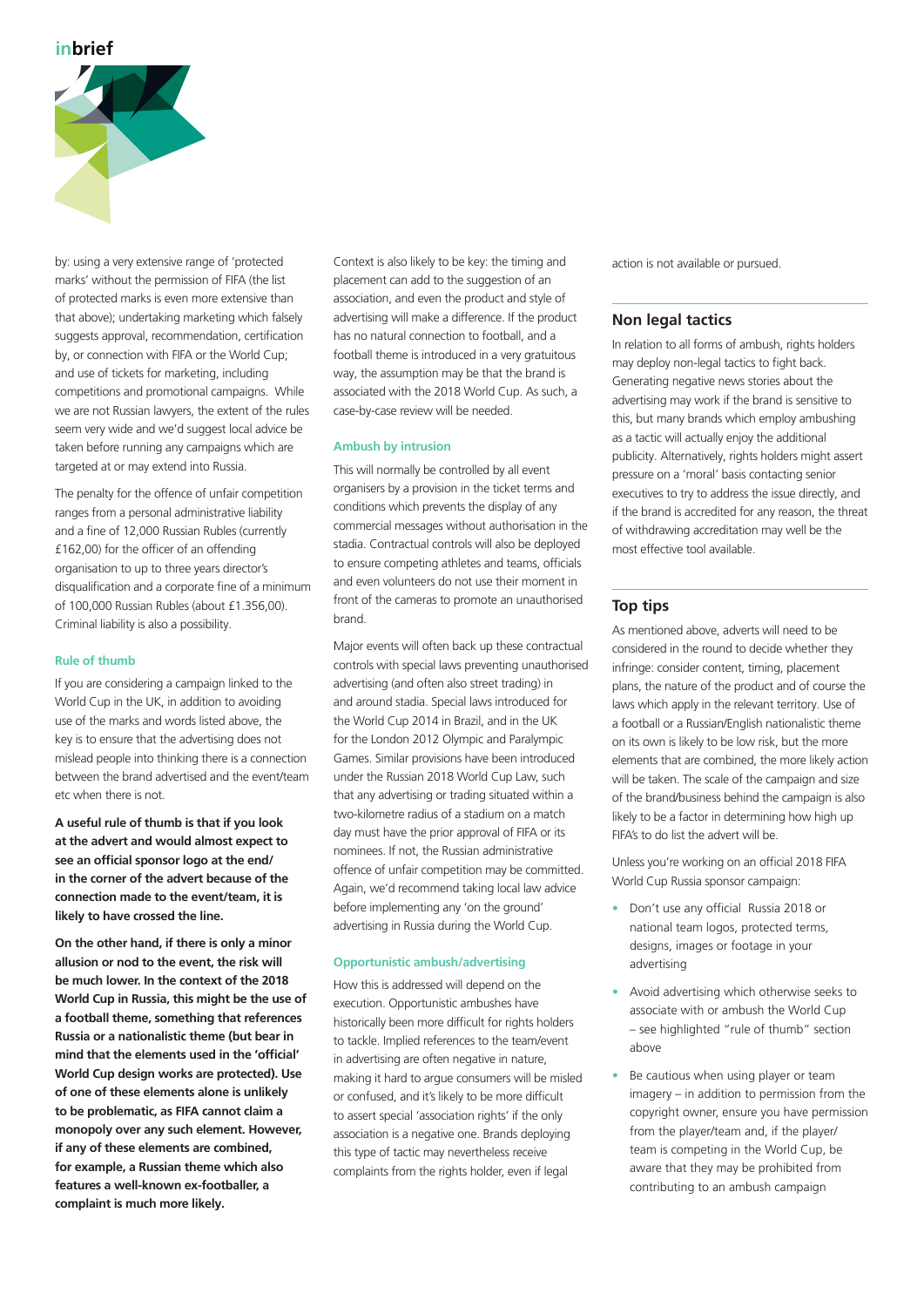by: using a very extensive range of 'protected marks' without the permission of FIFA (the list of protected marks is even more extensive than that above); undertaking marketing which falsely suggests approval, recommendation, certification by, or connection with FIFA or the World Cup; and use of tickets for marketing, including competitions and promotional campaigns. While we are not Russian lawyers, the extent of the rules seem very wide and we'd suggest local advice be taken before running any campaigns which are targeted at or may extend into Russia.

The penalty for the offence of unfair competition ranges from a personal administrative liability and a fine of 12,000 Russian Rubles (currently £162,00) for the officer of an offending organisation to up to three years director's disqualification and a corporate fine of a minimum of 100,000 Russian Rubles (about £1.356,00). Criminal liability is also a possibility.

### Rule of thumb

If you are considering a campaign linked to the World Cup in the UK, in addition to avoiding use of the marks and words listed above, the key is to ensure that the advertising does not mislead people into thinking there is a connection between the brand advertised and the event/team etc when there is not.

**A useful rule of thumb is that if you look at the advert and would almost expect to see an official sponsor logo at the end/ in the corner of the advert because of the connection made to the event/team, it is likely to have crossed the line.**

**On the other hand, if there is only a minor allusion or nod to the event, the risk will be much lower. In the context of the 2018 World Cup in Russia, this might be the use of a football theme, something that references Russia or a nationalistic theme (but bear in mind that the elements used in the 'official' World Cup design works are protected). Use of one of these elements alone is unlikely to be problematic, as FIFA cannot claim a monopoly over any such element. However, if any of these elements are combined, for example, a Russian theme which also features a well-known ex-footballer, a complaint is much more likely.**

Context is also likely to be key: the timing and placement can add to the suggestion of an association, and even the product and style of advertising will make a difference. If the product has no natural connection to football, and a football theme is introduced in a very gratuitous way, the assumption may be that the brand is associated with the 2018 World Cup. As such, a case-by-case review will be needed.

### Ambush by intrusion

This will normally be controlled by all event organisers by a provision in the ticket terms and conditions which prevents the display of any commercial messages without authorisation in the stadia. Contractual controls will also be deployed to ensure competing athletes and teams, officials and even volunteers do not use their moment in front of the cameras to promote an unauthorised brand.

Major events will often back up these contractual controls with special laws preventing unauthorised advertising (and often also street trading) in and around stadia. Special laws introduced for the World Cup 2014 in Brazil, and in the UK for the London 2012 Olympic and Paralympic Games. Similar provisions have been introduced under the Russian 2018 World Cup Law, such that any advertising or trading situated within a two-kilometre radius of a stadium on a match day must have the prior approval of FIFA or its nominees. If not, the Russian administrative offence of unfair competition may be committed. Again, we'd recommend taking local law advice before implementing any 'on the ground' advertising in Russia during the World Cup.

### Opportunistic ambush/advertising

How this is addressed will depend on the execution. Opportunistic ambushes have historically been more difficult for rights holders to tackle. Implied references to the team/event in advertising are often negative in nature, making it hard to argue consumers will be misled or confused, and it's likely to be more difficult to assert special 'association rights' if the only association is a negative one. Brands deploying this type of tactic may nevertheless receive complaints from the rights holder, even if legal action is not available or pursued.

## Non legal tactics

In relation to all forms of ambush, rights holders may deploy non-legal tactics to fight back. Generating negative news stories about the advertising may work if the brand is sensitive to this, but many brands which employ ambushing as a tactic will actually enjoy the additional publicity. Alternatively, rights holders might assert pressure on a 'moral' basis contacting senior executives to try to address the issue directly, and if the brand is accredited for any reason, the threat of withdrawing accreditation may well be the most effective tool available.

## Top tips

As mentioned above, adverts will need to be considered in the round to decide whether they infringe: consider content, timing, placement plans, the nature of the product and of course the laws which apply in the relevant territory. Use of a football or a Russian/English nationalistic theme on its own is likely to be low risk, but the more elements that are combined, the more likely action will be taken. The scale of the campaign and size of the brand/business behind the campaign is also likely to be a factor in determining how high up FIFA's to do list the advert will be.

Unless you're working on an official 2018 FIFA World Cup Russia sponsor campaign:

- Don't use any official Russia 2018 or national team logos, protected terms, designs, images or footage in your advertising
- Avoid advertising which otherwise seeks to associate with or ambush the World Cup – see highlighted "rule of thumb" section above
- Be cautious when using player or team imagery – in addition to permission from the copyright owner, ensure you have permission from the player/team and, if the player/ team is competing in the World Cup, be aware that they may be prohibited from contributing to an ambush campaign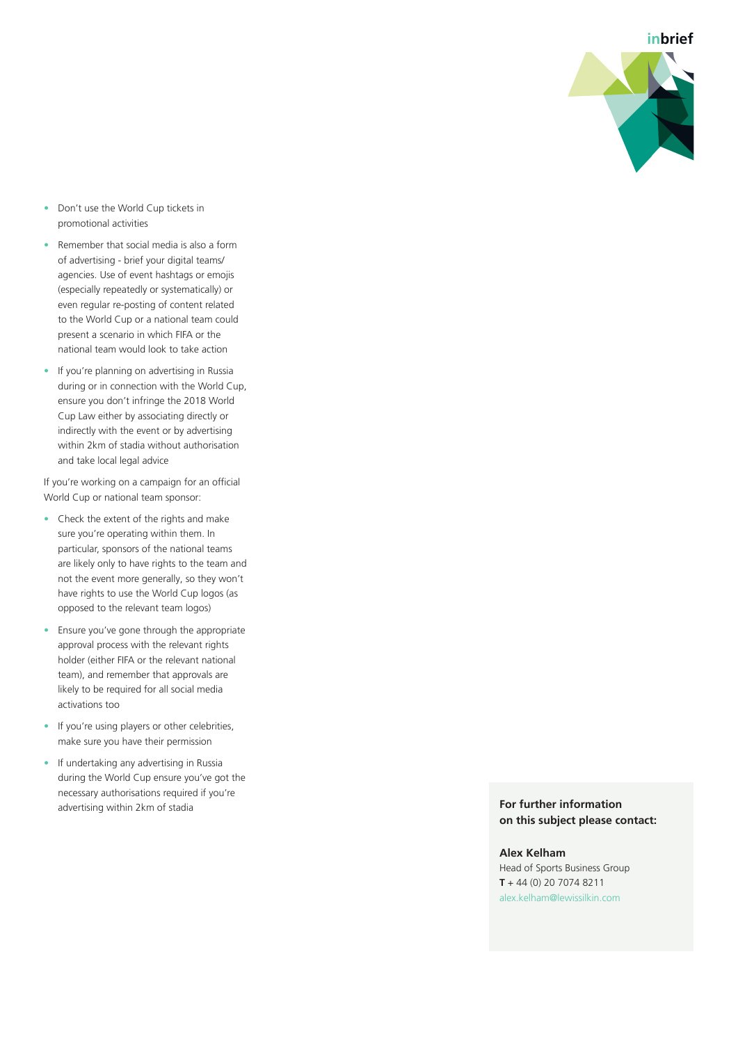- Don't use the World Cup tickets in promotional activities
- Remember that social media is also a form of advertising - brief your digital teams/ agencies. Use of event hashtags or emojis (especially repeatedly or systematically) or even regular re-posting of content related to the World Cup or a national team could present a scenario in which FIFA or the national team would look to take action
- If you're planning on advertising in Russia during or in connection with the World Cup, ensure you don't infringe the 2018 World Cup Law either by associating directly or indirectly with the event or by advertising within 2km of stadia without authorisation and take local legal advice

If you're working on a campaign for an official World Cup or national team sponsor:

- Check the extent of the rights and make sure you're operating within them. In particular, sponsors of the national teams are likely only to have rights to the team and not the event more generally, so they won't have rights to use the World Cup logos (as opposed to the relevant team logos)
- Ensure you've gone through the appropriate approval process with the relevant rights holder (either FIFA or the relevant national team), and remember that approvals are likely to be required for all social media activations too
- If you're using players or other celebrities, make sure you have their permission
- If undertaking any advertising in Russia during the World Cup ensure you've got the necessary authorisations required if you're advertising within 2km of stadia

**For further information on this subject please contact:**

**Alex Kelham**
Head of Sports Business Group
**T** + 44 (0) 20 7074 8211
alex.kelham@lewissilkin.com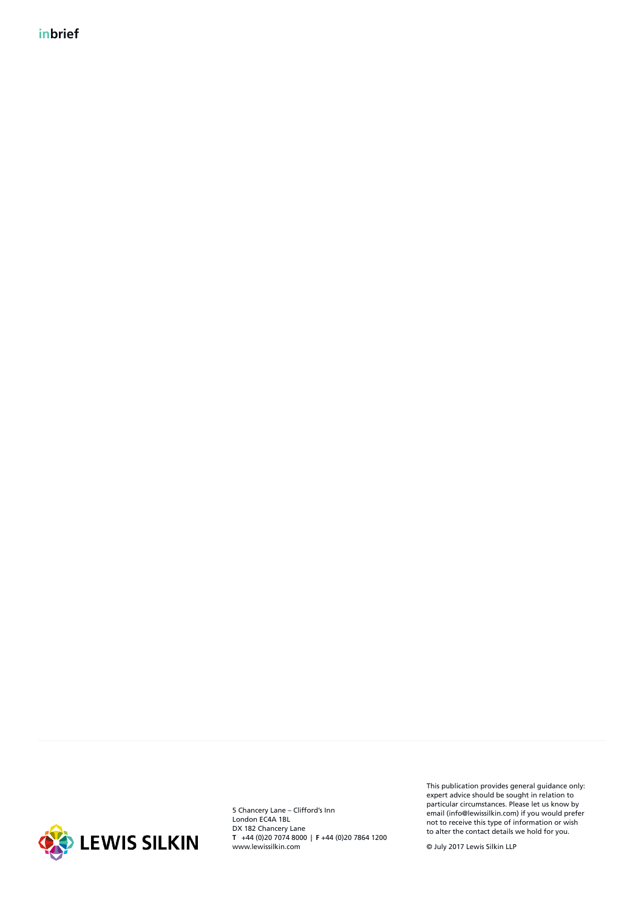5 Chancery Lane – Clifford's Inn
London EC4A 1BL
DX 182 Chancery Lane
**T** +44 (0)20 7074 8000 | **F** +44 (0)20 7864 1200
www.lewissilkin.com

This publication provides general guidance only: expert advice should be sought in relation to particular circumstances. Please let us know by email (info@lewissilkin.com) if you would prefer not to receive this type of information or wish to alter the contact details we hold for you.

© July 2017 Lewis Silkin LLP